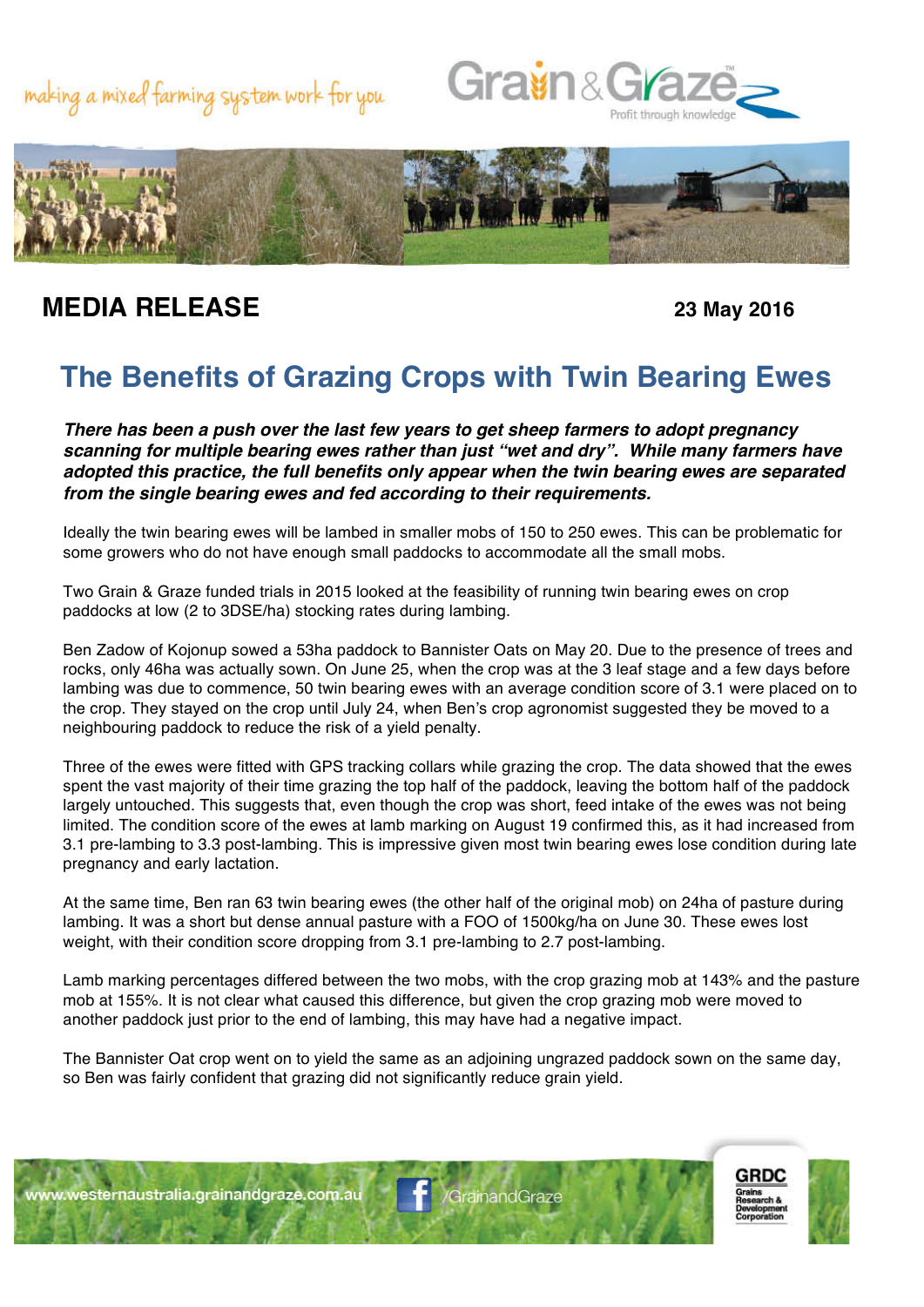making a mixed farming system work for you

**MEDIA RELEASE** **23 May 2016**

# The Benefits of Grazing Crops with Twin Bearing Ewes

***There has been a push over the last few years to get sheep farmers to adopt pregnancy scanning for multiple bearing ewes rather than just "wet and dry". While many farmers have adopted this practice, the full benefits only appear when the twin bearing ewes are separated from the single bearing ewes and fed according to their requirements.***

Ideally the twin bearing ewes will be lambed in smaller mobs of 150 to 250 ewes. This can be problematic for some growers who do not have enough small paddocks to accommodate all the small mobs.

Two Grain & Graze funded trials in 2015 looked at the feasibility of running twin bearing ewes on crop paddocks at low (2 to 3DSE/ha) stocking rates during lambing.

Ben Zadow of Kojonup sowed a 53ha paddock to Bannister Oats on May 20. Due to the presence of trees and rocks, only 46ha was actually sown. On June 25, when the crop was at the 3 leaf stage and a few days before lambing was due to commence, 50 twin bearing ewes with an average condition score of 3.1 were placed on to the crop. They stayed on the crop until July 24, when Ben's crop agronomist suggested they be moved to a neighbouring paddock to reduce the risk of a yield penalty.

Three of the ewes were fitted with GPS tracking collars while grazing the crop. The data showed that the ewes spent the vast majority of their time grazing the top half of the paddock, leaving the bottom half of the paddock largely untouched. This suggests that, even though the crop was short, feed intake of the ewes was not being limited. The condition score of the ewes at lamb marking on August 19 confirmed this, as it had increased from 3.1 pre-lambing to 3.3 post-lambing. This is impressive given most twin bearing ewes lose condition during late pregnancy and early lactation.

At the same time, Ben ran 63 twin bearing ewes (the other half of the original mob) on 24ha of pasture during lambing. It was a short but dense annual pasture with a FOO of 1500kg/ha on June 30. These ewes lost weight, with their condition score dropping from 3.1 pre-lambing to 2.7 post-lambing.

Lamb marking percentages differed between the two mobs, with the crop grazing mob at 143% and the pasture mob at 155%. It is not clear what caused this difference, but given the crop grazing mob were moved to another paddock just prior to the end of lambing, this may have had a negative impact.

The Bannister Oat crop went on to yield the same as an adjoining ungrazed paddock sown on the same day, so Ben was fairly confident that grazing did not significantly reduce grain yield.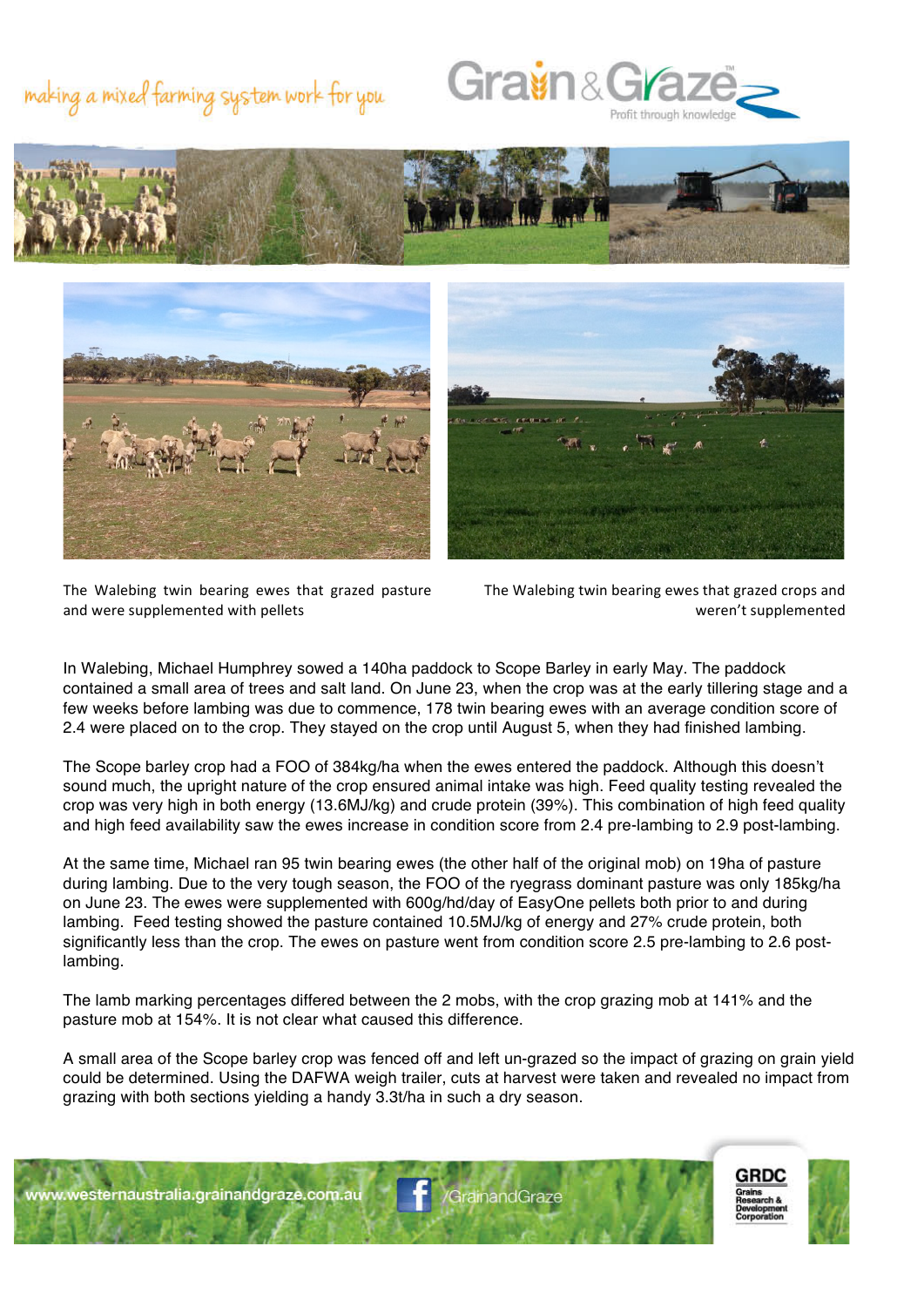The Walebing twin bearing ewes that grazed pasture and were supplemented with pellets

The Walebing twin bearing ewes that grazed crops and weren't supplemented

In Walebing, Michael Humphrey sowed a 140ha paddock to Scope Barley in early May. The paddock contained a small area of trees and salt land. On June 23, when the crop was at the early tillering stage and a few weeks before lambing was due to commence, 178 twin bearing ewes with an average condition score of 2.4 were placed on to the crop. They stayed on the crop until August 5, when they had finished lambing.

The Scope barley crop had a FOO of 384kg/ha when the ewes entered the paddock. Although this doesn't sound much, the upright nature of the crop ensured animal intake was high. Feed quality testing revealed the crop was very high in both energy (13.6MJ/kg) and crude protein (39%). This combination of high feed quality and high feed availability saw the ewes increase in condition score from 2.4 pre-lambing to 2.9 post-lambing.

At the same time, Michael ran 95 twin bearing ewes (the other half of the original mob) on 19ha of pasture during lambing. Due to the very tough season, the FOO of the ryegrass dominant pasture was only 185kg/ha on June 23. The ewes were supplemented with 600g/hd/day of EasyOne pellets both prior to and during lambing. Feed testing showed the pasture contained 10.5MJ/kg of energy and 27% crude protein, both significantly less than the crop. The ewes on pasture went from condition score 2.5 pre-lambing to 2.6 post-lambing.

The lamb marking percentages differed between the 2 mobs, with the crop grazing mob at 141% and the pasture mob at 154%. It is not clear what caused this difference.

A small area of the Scope barley crop was fenced off and left un-grazed so the impact of grazing on grain yield could be determined. Using the DAFWA weigh trailer, cuts at harvest were taken and revealed no impact from grazing with both sections yielding a handy 3.3t/ha in such a dry season.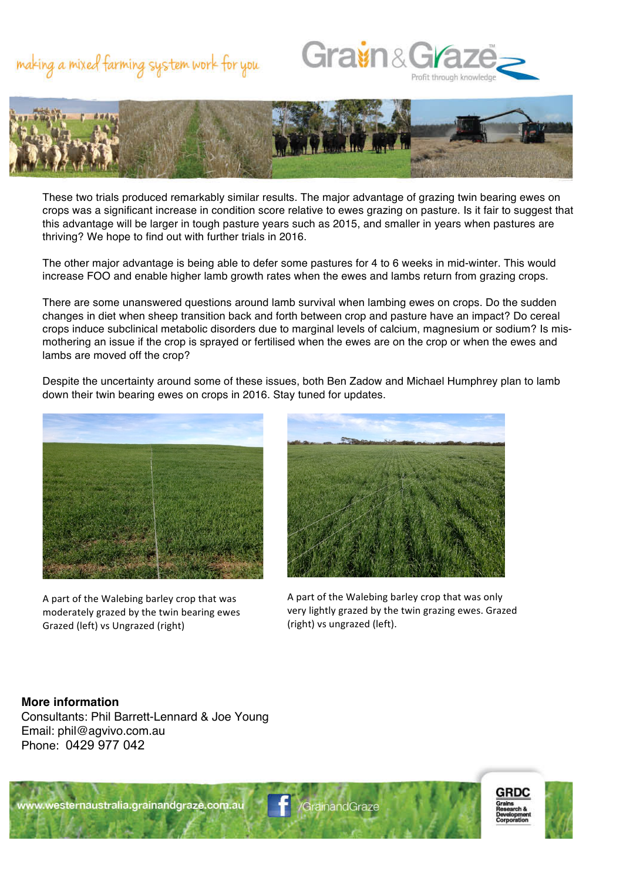These two trials produced remarkably similar results. The major advantage of grazing twin bearing ewes on crops was a significant increase in condition score relative to ewes grazing on pasture. Is it fair to suggest that this advantage will be larger in tough pasture years such as 2015, and smaller in years when pastures are thriving? We hope to find out with further trials in 2016.

The other major advantage is being able to defer some pastures for 4 to 6 weeks in mid-winter. This would increase FOO and enable higher lamb growth rates when the ewes and lambs return from grazing crops.

There are some unanswered questions around lamb survival when lambing ewes on crops. Do the sudden changes in diet when sheep transition back and forth between crop and pasture have an impact? Do cereal crops induce subclinical metabolic disorders due to marginal levels of calcium, magnesium or sodium? Is mis-mothering an issue if the crop is sprayed or fertilised when the ewes are on the crop or when the ewes and lambs are moved off the crop?

Despite the uncertainty around some of these issues, both Ben Zadow and Michael Humphrey plan to lamb down their twin bearing ewes on crops in 2016. Stay tuned for updates.

A part of the Walebing barley crop that was moderately grazed by the twin bearing ewes Grazed (left) vs Ungrazed (right)

A part of the Walebing barley crop that was only very lightly grazed by the twin grazing ewes. Grazed (right) vs ungrazed (left).

**More information**

Consultants: Phil Barrett-Lennard & Joe Young

Email: phil@agvivo.com.au

Phone: 0429 977 042